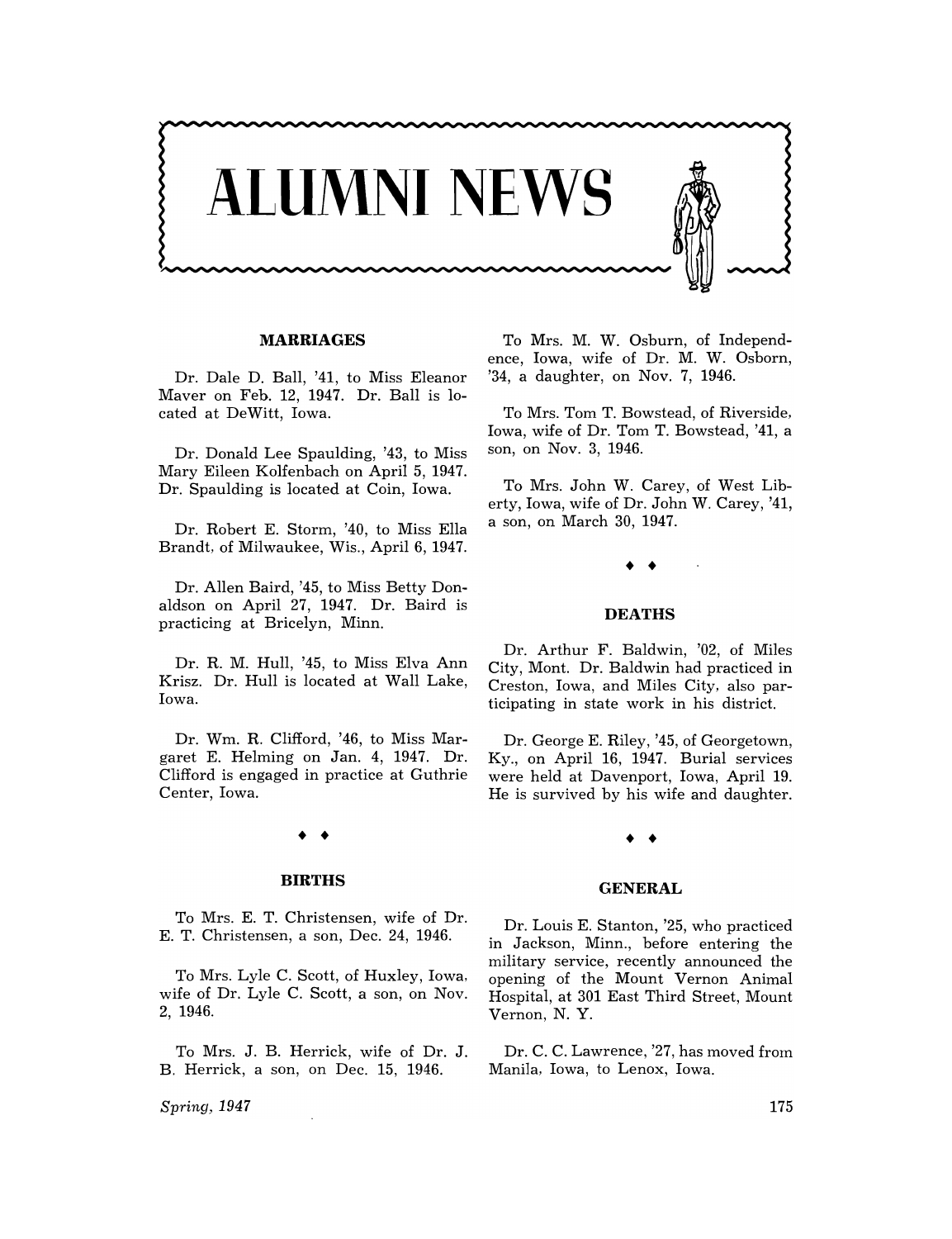# ALUMNI NEWS

## MARRIAGES

Dr. Dale D. Ball, '41, to Miss Eleanor Maver on Feb. 12, 1947. Dr. Ball is located at DeWitt, Iowa.

Dr. Donald Lee Spaulding, '43, to Miss Mary Eileen Kolfenbach on April 5, 1947. Dr. Spaulding is located at Coin, Iowa.

Dr. Robert E. Storm, '40, to Miss Ella Brandt, of Milwaukee, Wis., April 6, 1947.

Dr. Allen Baird, '45, to Miss Betty Donaldson on April 27, 1947. Dr. Baird is practicing at Bricelyn, Minn.

Dr. R. M. Hull, '45, to Miss Elva Ann Krisz. Dr. Hull is located at Wall Lake, Iowa.

Dr. Wm. R. Clifford, '46, to Miss Margaret E. Helming on Jan. 4, 1947. Dr. Clifford is engaged in practice at Guthrie Center, Iowa.

## BIRTHS

To Mrs. E. T. Christensen, wife of Dr. E. T. Christensen, a son, Dec. 24, 1946.

To Mrs. Lyle C. Scott, of Huxley, Iowa, wife of Dr. Lyle C. Scott, a son, on Nov. 2, 1946.

To Mrs. J. B. Herrick, wife of Dr. J. B. Herrick, a son, on Dec. 15, 1946.

To Mrs. M. W. Osburn, of Independence, Iowa, wife of Dr. M. W. Osborn, '34, a daughter, on Nov. 7, 1946.

To Mrs. Tom T. Bowstead, of Riverside, Iowa, wife of Dr. Tom T. Bowstead, '41, a son, on Nov. 3, 1946.

To Mrs. John W. Carey, of West Liberty, Iowa, wife of Dr. John W. Carey, '41, a son, on March 30, 1947.

## DEATHS

Dr. Arthur F. Baldwin, '02, of Miles City, Mont. Dr. Baldwin had practiced in Creston, Iowa, and Miles City, also participating in state work in his district.

Dr. George E. Riley, '45, of Georgetown, Ky., on April 16, 1947. Burial services were held at Davenport, Iowa, April 19. He is survived by his wife and daughter.

## GENERAL

Dr. Louis E. Stanton, '25, who practiced in Jackson, Minn., before entering the military service, recently announced the opening of the Mount Vernon Animal Hospital, at 301 East Third Street, Mount Vernon, N. Y.

Dr. C. C. Lawrence, '27, has moved from Manila, Iowa, to Lenox, Iowa.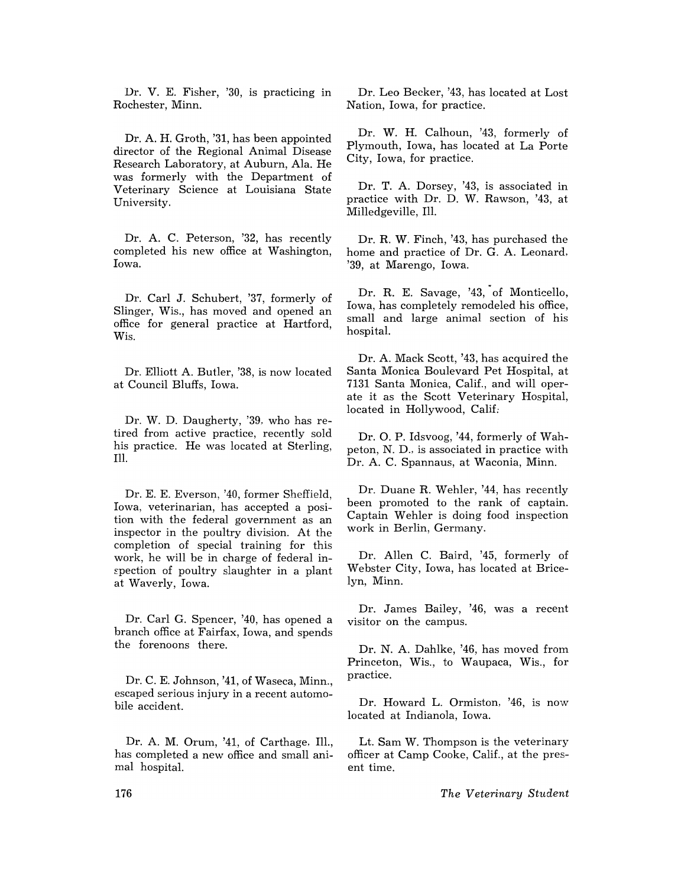Dr. V. E. Fisher, '30, is practicing in Rochester, Minn.

Dr. A. H. Groth, '31, has been appointed director of the Regional Animal Disease Research Laboratory, at Auburn, Ala. He was formerly with the Department of Veterinary Science at Louisiana State University.

Dr. A. C. Peterson, '32, has recently completed his new office at Washington, Iowa.

Dr. Carl J. Schubert, '37, formerly of Slinger, Wis., has moved and opened an office for general practice at Hartford, Wis.

Dr. Elliott A. Butler, '38, is now located at Council Bluffs, Iowa.

Dr. W. D. Daugherty, '39, who has retired from active practice, recently sold his practice. He was located at Sterling, Ill.

Dr. E. E. Everson, '40, former Sheffield, Iowa, veterinarian, has accepted a position with the federal government as an inspector in the poultry division. At the completion of special training for this work, he will be in charge of federal inspection of poultry slaughter in a plant at Waverly, Iowa.

Dr. Carl G. Spencer, '40, has opened a branch office at Fairfax, Iowa, and spends the forenoons there.

Dr. C. E. Johnson, '41, of Waseca, Minn., escaped serious injury in a recent automobile accident.

Dr. A. M. Orum, '41, of Carthage, Ill., has completed a new office and small animal hospital.

Dr. Leo Becker, '43, has located at Lost Nation, Iowa, for practice.

Dr. W. H. Calhoun, '43, formerly of Plymouth, Iowa, has located at La Porte City, Iowa, for practice.

Dr. T. A. Dorsey, '43, is associated in practice with Dr. D. W. Rawson, '43, at Milledgeville, Ill.

Dr. R. W. Finch, '43, has purchased the home and practice of Dr. G. A. Leonard, '39, at Marengo, Iowa.

Dr. R. E. Savage, '43, of Monticello, Iowa, has completely remodeled his office, small and large animal section of his hospital.

Dr. A. Mack Scott, '43, has acquired the Santa Monica Boulevard Pet Hospital, at 7131 Santa Monica, Calif., and will operate it as the Scott Veterinary Hospital, located in Hollywood, Calif.

Dr. O. P. Idsvoog, '44, formerly of Wahpeton, N. D., is associated in practice with Dr. A. C. Spannaus, at Waconia, Minn.

Dr. Duane R. Wehler, '44, has recently been promoted to the rank of captain. Captain Wehler is doing food inspection work in Berlin, Germany.

Dr. Allen C. Baird, '45, formerly of Webster City, Iowa, has located at Bricelyn, Minn.

Dr. James Bailey, '46, was a recent visitor on the campus.

Dr. N. A. Dahlke, '46, has moved from Princeton, Wis., to Waupaca, Wis., for practice.

Dr. Howard L. Ormiston, '46, is now located at Indianola, Iowa.

Lt. Sam W. Thompson is the veterinary officer at Camp Cooke, Calif., at the present time.